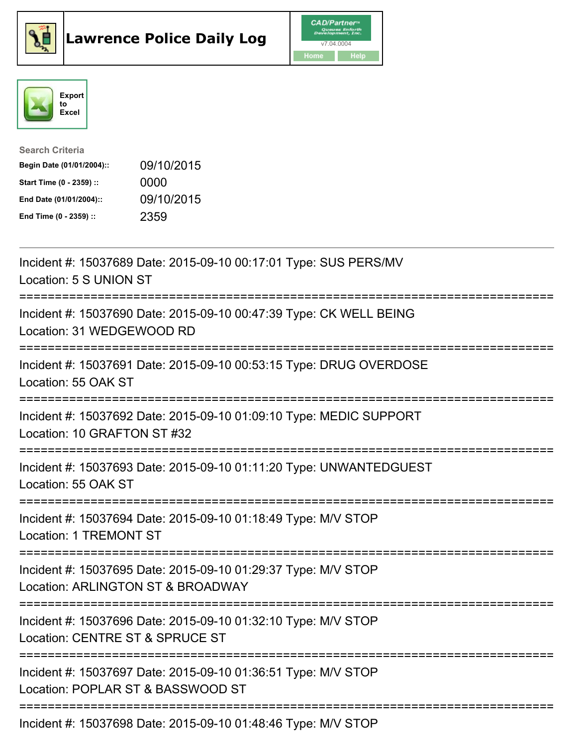# Lawrence Police Daily Log

CAD/Partner™ Queues Enforth Development, Inc.
v7.04.0004
Home Help

Export to Excel

**Search Criteria**

| | |
|---|---|
| **Begin Date (01/01/2004)::** | 09/10/2015 |
| **Start Time (0 - 2359) ::** | 0000 |
| **End Date (01/01/2004)::** | 09/10/2015 |
| **End Time (0 - 2359) ::** | 2359 |

---

Incident #: 15037689 Date: 2015-09-10 00:17:01 Type: SUS PERS/MV
Location: 5 S UNION ST

===========================================================================

Incident #: 15037690 Date: 2015-09-10 00:47:39 Type: CK WELL BEING
Location: 31 WEDGEWOOD RD

===========================================================================

Incident #: 15037691 Date: 2015-09-10 00:53:15 Type: DRUG OVERDOSE
Location: 55 OAK ST

===========================================================================

Incident #: 15037692 Date: 2015-09-10 01:09:10 Type: MEDIC SUPPORT
Location: 10 GRAFTON ST #32

===========================================================================

Incident #: 15037693 Date: 2015-09-10 01:11:20 Type: UNWANTEDGUEST
Location: 55 OAK ST

===========================================================================

Incident #: 15037694 Date: 2015-09-10 01:18:49 Type: M/V STOP
Location: 1 TREMONT ST

===========================================================================

Incident #: 15037695 Date: 2015-09-10 01:29:37 Type: M/V STOP
Location: ARLINGTON ST & BROADWAY

===========================================================================

Incident #: 15037696 Date: 2015-09-10 01:32:10 Type: M/V STOP
Location: CENTRE ST & SPRUCE ST

===========================================================================

Incident #: 15037697 Date: 2015-09-10 01:36:51 Type: M/V STOP
Location: POPLAR ST & BASSWOOD ST

===========================================================================

Incident #: 15037698 Date: 2015-09-10 01:48:46 Type: M/V STOP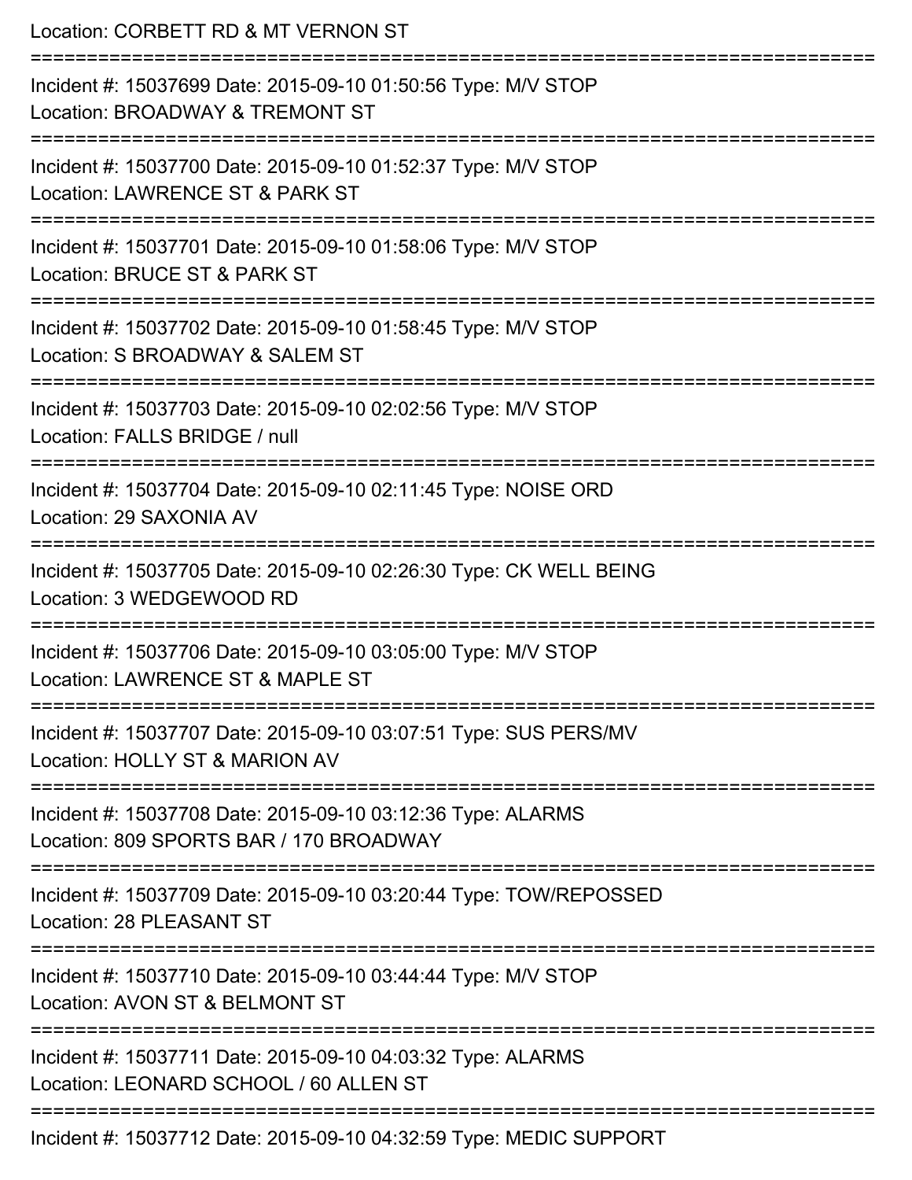Location: CORBETT RD & MT VERNON ST

===========================================================================

Incident #: 15037699 Date: 2015-09-10 01:50:56 Type: M/V STOP

Location: BROADWAY & TREMONT ST

===========================================================================

Incident #: 15037700 Date: 2015-09-10 01:52:37 Type: M/V STOP

Location: LAWRENCE ST & PARK ST

===========================================================================

Incident #: 15037701 Date: 2015-09-10 01:58:06 Type: M/V STOP

Location: BRUCE ST & PARK ST

===========================================================================

Incident #: 15037702 Date: 2015-09-10 01:58:45 Type: M/V STOP

Location: S BROADWAY & SALEM ST

===========================================================================

Incident #: 15037703 Date: 2015-09-10 02:02:56 Type: M/V STOP

Location: FALLS BRIDGE / null

===========================================================================

Incident #: 15037704 Date: 2015-09-10 02:11:45 Type: NOISE ORD

Location: 29 SAXONIA AV

===========================================================================

Incident #: 15037705 Date: 2015-09-10 02:26:30 Type: CK WELL BEING

Location: 3 WEDGEWOOD RD

===========================================================================

Incident #: 15037706 Date: 2015-09-10 03:05:00 Type: M/V STOP

Location: LAWRENCE ST & MAPLE ST

===========================================================================

Incident #: 15037707 Date: 2015-09-10 03:07:51 Type: SUS PERS/MV

Location: HOLLY ST & MARION AV

===========================================================================

Incident #: 15037708 Date: 2015-09-10 03:12:36 Type: ALARMS

Location: 809 SPORTS BAR / 170 BROADWAY

===========================================================================

Incident #: 15037709 Date: 2015-09-10 03:20:44 Type: TOW/REPOSSED

Location: 28 PLEASANT ST

===========================================================================

Incident #: 15037710 Date: 2015-09-10 03:44:44 Type: M/V STOP

Location: AVON ST & BELMONT ST

===========================================================================

Incident #: 15037711 Date: 2015-09-10 04:03:32 Type: ALARMS

Location: LEONARD SCHOOL / 60 ALLEN ST

===========================================================================

Incident #: 15037712 Date: 2015-09-10 04:32:59 Type: MEDIC SUPPORT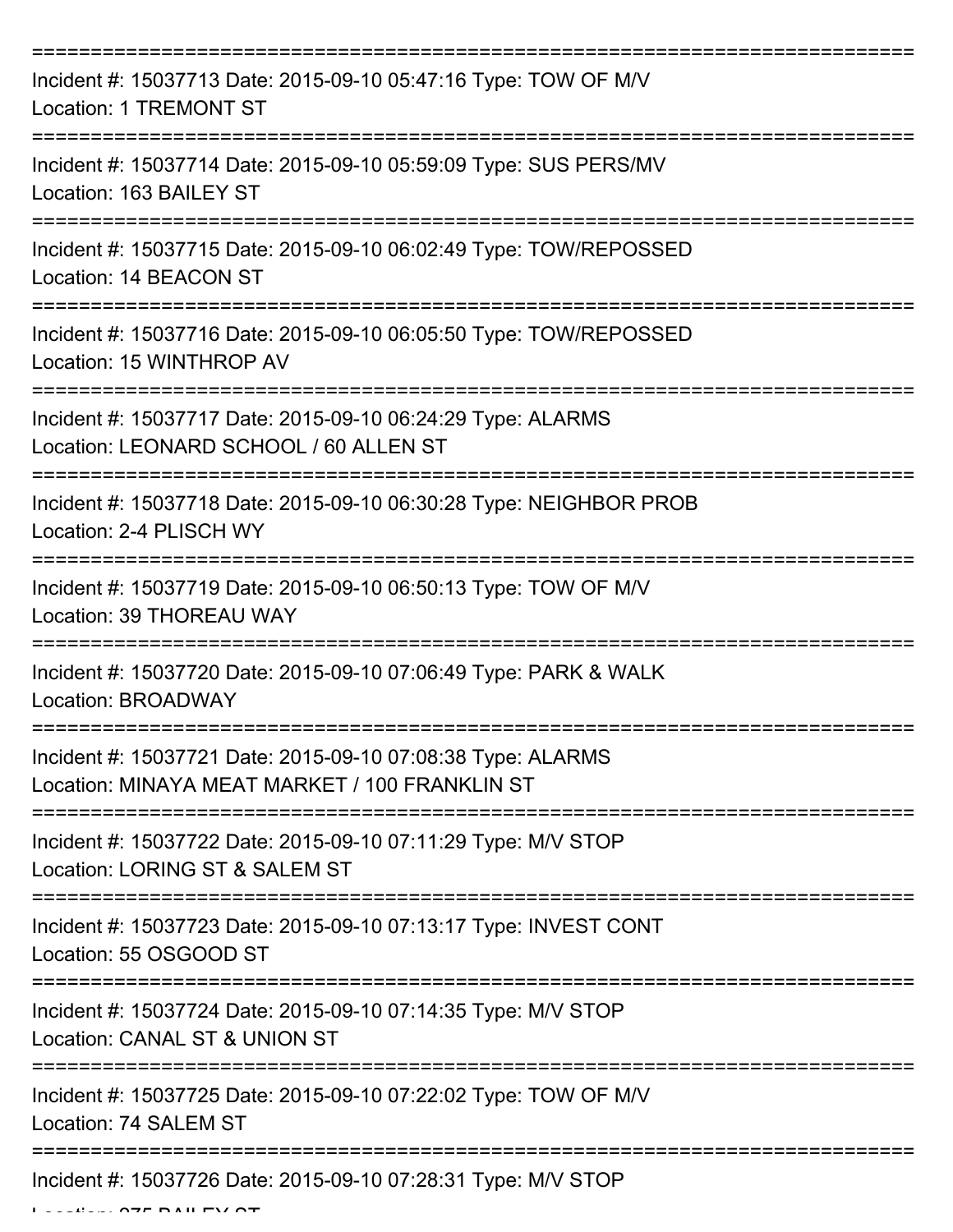===========================================================================

Incident #: 15037713 Date: 2015-09-10 05:47:16 Type: TOW OF M/V

Location: 1 TREMONT ST

===========================================================================

Incident #: 15037714 Date: 2015-09-10 05:59:09 Type: SUS PERS/MV

Location: 163 BAILEY ST

===========================================================================

Incident #: 15037715 Date: 2015-09-10 06:02:49 Type: TOW/REPOSSED

Location: 14 BEACON ST

===========================================================================

Incident #: 15037716 Date: 2015-09-10 06:05:50 Type: TOW/REPOSSED

Location: 15 WINTHROP AV

===========================================================================

Incident #: 15037717 Date: 2015-09-10 06:24:29 Type: ALARMS

Location: LEONARD SCHOOL / 60 ALLEN ST

===========================================================================

Incident #: 15037718 Date: 2015-09-10 06:30:28 Type: NEIGHBOR PROB

Location: 2-4 PLISCH WY

===========================================================================

Incident #: 15037719 Date: 2015-09-10 06:50:13 Type: TOW OF M/V

Location: 39 THOREAU WAY

===========================================================================

Incident #: 15037720 Date: 2015-09-10 07:06:49 Type: PARK & WALK

Location: BROADWAY

===========================================================================

Incident #: 15037721 Date: 2015-09-10 07:08:38 Type: ALARMS

Location: MINAYA MEAT MARKET / 100 FRANKLIN ST

===========================================================================

Incident #: 15037722 Date: 2015-09-10 07:11:29 Type: M/V STOP

Location: LORING ST & SALEM ST

===========================================================================

Incident #: 15037723 Date: 2015-09-10 07:13:17 Type: INVEST CONT

Location: 55 OSGOOD ST

===========================================================================

Incident #: 15037724 Date: 2015-09-10 07:14:35 Type: M/V STOP

Location: CANAL ST & UNION ST

===========================================================================

Incident #: 15037725 Date: 2015-09-10 07:22:02 Type: TOW OF M/V

Location: 74 SALEM ST

===========================================================================

Incident #: 15037726 Date: 2015-09-10 07:28:31 Type: M/V STOP

Location: 275 BAILEY ST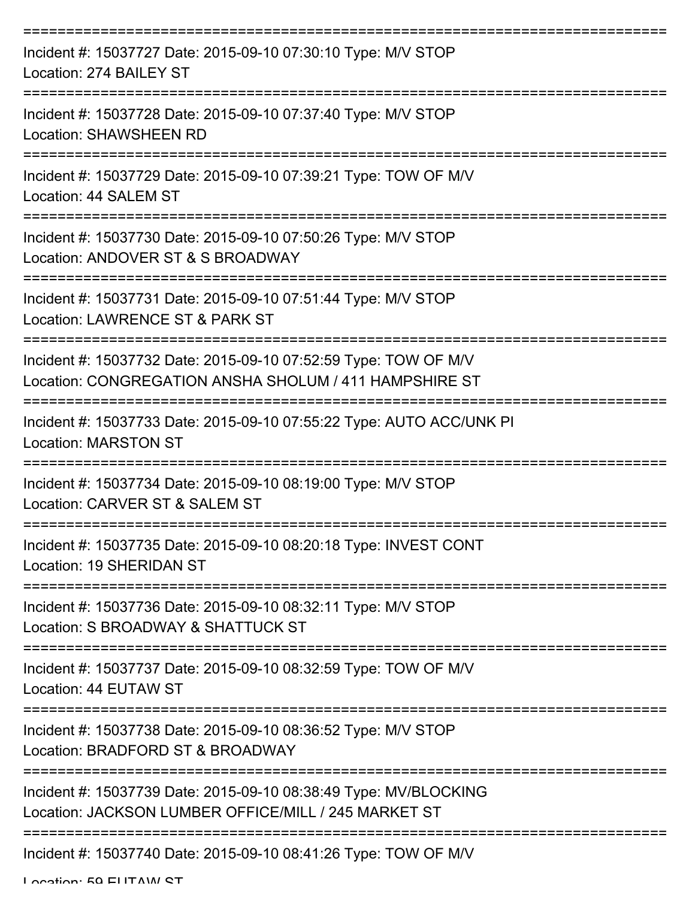===========================================================================

Incident #: 15037727 Date: 2015-09-10 07:30:10 Type: M/V STOP
Location: 274 BAILEY ST

===========================================================================

Incident #: 15037728 Date: 2015-09-10 07:37:40 Type: M/V STOP
Location: SHAWSHEEN RD

===========================================================================

Incident #: 15037729 Date: 2015-09-10 07:39:21 Type: TOW OF M/V
Location: 44 SALEM ST

===========================================================================

Incident #: 15037730 Date: 2015-09-10 07:50:26 Type: M/V STOP
Location: ANDOVER ST & S BROADWAY

===========================================================================

Incident #: 15037731 Date: 2015-09-10 07:51:44 Type: M/V STOP
Location: LAWRENCE ST & PARK ST

===========================================================================

Incident #: 15037732 Date: 2015-09-10 07:52:59 Type: TOW OF M/V
Location: CONGREGATION ANSHA SHOLUM / 411 HAMPSHIRE ST

===========================================================================

Incident #: 15037733 Date: 2015-09-10 07:55:22 Type: AUTO ACC/UNK PI
Location: MARSTON ST

===========================================================================

Incident #: 15037734 Date: 2015-09-10 08:19:00 Type: M/V STOP
Location: CARVER ST & SALEM ST

===========================================================================

Incident #: 15037735 Date: 2015-09-10 08:20:18 Type: INVEST CONT
Location: 19 SHERIDAN ST

===========================================================================

Incident #: 15037736 Date: 2015-09-10 08:32:11 Type: M/V STOP
Location: S BROADWAY & SHATTUCK ST

===========================================================================

Incident #: 15037737 Date: 2015-09-10 08:32:59 Type: TOW OF M/V
Location: 44 EUTAW ST

===========================================================================

Incident #: 15037738 Date: 2015-09-10 08:36:52 Type: M/V STOP
Location: BRADFORD ST & BROADWAY

===========================================================================

Incident #: 15037739 Date: 2015-09-10 08:38:49 Type: MV/BLOCKING
Location: JACKSON LUMBER OFFICE/MILL / 245 MARKET ST

===========================================================================

Incident #: 15037740 Date: 2015-09-10 08:41:26 Type: TOW OF M/V
Location: 59 EUTAW ST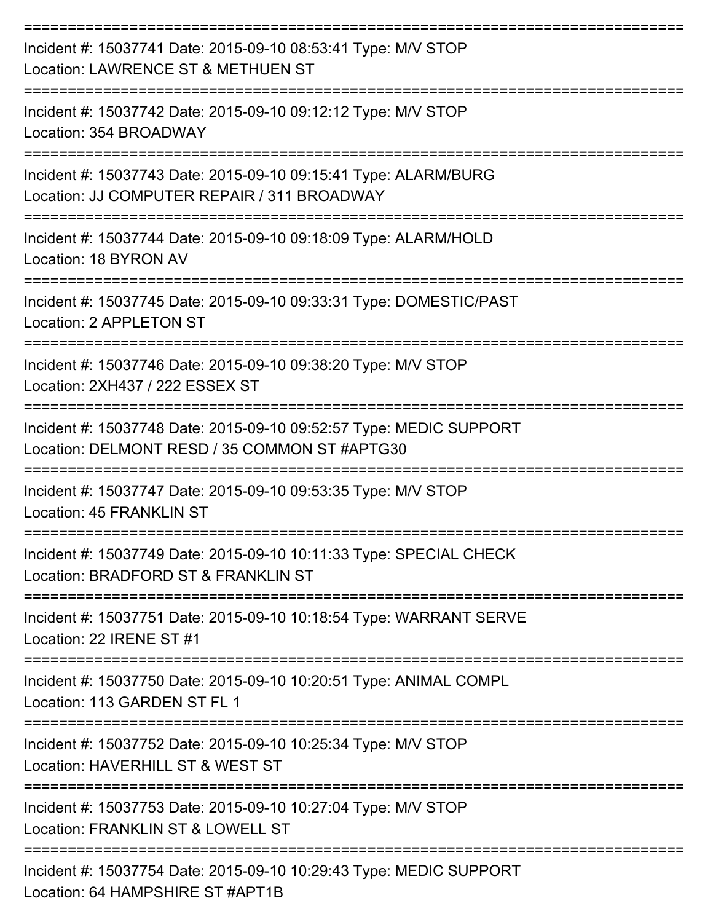===========================================================================

Incident #: 15037741 Date: 2015-09-10 08:53:41 Type: M/V STOP
Location: LAWRENCE ST & METHUEN ST

===========================================================================

Incident #: 15037742 Date: 2015-09-10 09:12:12 Type: M/V STOP
Location: 354 BROADWAY

===========================================================================

Incident #: 15037743 Date: 2015-09-10 09:15:41 Type: ALARM/BURG
Location: JJ COMPUTER REPAIR / 311 BROADWAY

===========================================================================

Incident #: 15037744 Date: 2015-09-10 09:18:09 Type: ALARM/HOLD
Location: 18 BYRON AV

===========================================================================

Incident #: 15037745 Date: 2015-09-10 09:33:31 Type: DOMESTIC/PAST
Location: 2 APPLETON ST

===========================================================================

Incident #: 15037746 Date: 2015-09-10 09:38:20 Type: M/V STOP
Location: 2XH437 / 222 ESSEX ST

===========================================================================

Incident #: 15037748 Date: 2015-09-10 09:52:57 Type: MEDIC SUPPORT
Location: DELMONT RESD / 35 COMMON ST #APTG30

===========================================================================

Incident #: 15037747 Date: 2015-09-10 09:53:35 Type: M/V STOP
Location: 45 FRANKLIN ST

===========================================================================

Incident #: 15037749 Date: 2015-09-10 10:11:33 Type: SPECIAL CHECK
Location: BRADFORD ST & FRANKLIN ST

===========================================================================

Incident #: 15037751 Date: 2015-09-10 10:18:54 Type: WARRANT SERVE
Location: 22 IRENE ST #1

===========================================================================

Incident #: 15037750 Date: 2015-09-10 10:20:51 Type: ANIMAL COMPL
Location: 113 GARDEN ST FL 1

===========================================================================

Incident #: 15037752 Date: 2015-09-10 10:25:34 Type: M/V STOP
Location: HAVERHILL ST & WEST ST

===========================================================================

Incident #: 15037753 Date: 2015-09-10 10:27:04 Type: M/V STOP
Location: FRANKLIN ST & LOWELL ST

===========================================================================

Incident #: 15037754 Date: 2015-09-10 10:29:43 Type: MEDIC SUPPORT
Location: 64 HAMPSHIRE ST #APT1B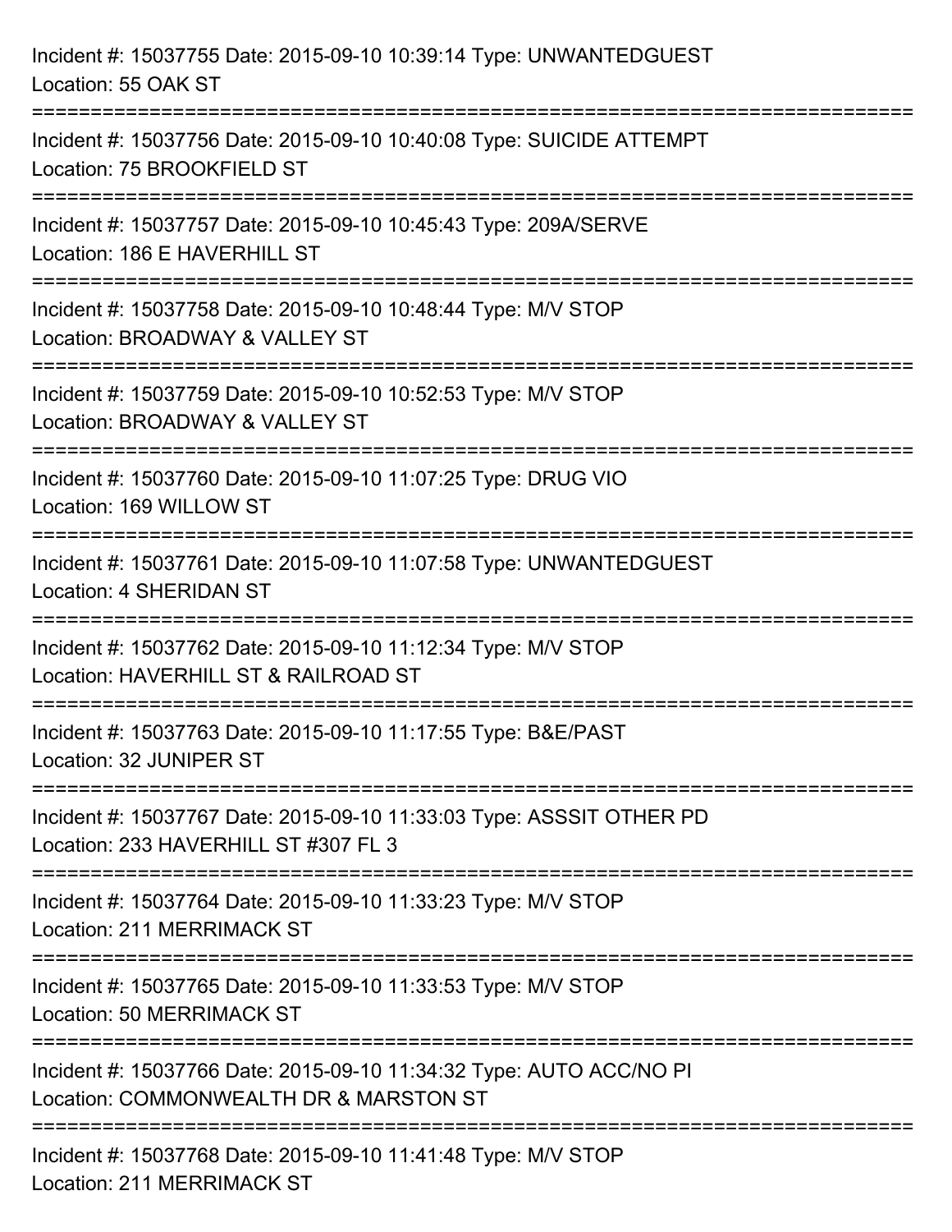Incident #: 15037755 Date: 2015-09-10 10:39:14 Type: UNWANTEDGUEST
Location: 55 OAK ST

===========================================================================

Incident #: 15037756 Date: 2015-09-10 10:40:08 Type: SUICIDE ATTEMPT
Location: 75 BROOKFIELD ST

===========================================================================

Incident #: 15037757 Date: 2015-09-10 10:45:43 Type: 209A/SERVE
Location: 186 E HAVERHILL ST

===========================================================================

Incident #: 15037758 Date: 2015-09-10 10:48:44 Type: M/V STOP
Location: BROADWAY & VALLEY ST

===========================================================================

Incident #: 15037759 Date: 2015-09-10 10:52:53 Type: M/V STOP
Location: BROADWAY & VALLEY ST

===========================================================================

Incident #: 15037760 Date: 2015-09-10 11:07:25 Type: DRUG VIO
Location: 169 WILLOW ST

===========================================================================

Incident #: 15037761 Date: 2015-09-10 11:07:58 Type: UNWANTEDGUEST
Location: 4 SHERIDAN ST

===========================================================================

Incident #: 15037762 Date: 2015-09-10 11:12:34 Type: M/V STOP
Location: HAVERHILL ST & RAILROAD ST

===========================================================================

Incident #: 15037763 Date: 2015-09-10 11:17:55 Type: B&E/PAST
Location: 32 JUNIPER ST

===========================================================================

Incident #: 15037767 Date: 2015-09-10 11:33:03 Type: ASSSIT OTHER PD
Location: 233 HAVERHILL ST #307 FL 3

===========================================================================

Incident #: 15037764 Date: 2015-09-10 11:33:23 Type: M/V STOP
Location: 211 MERRIMACK ST

===========================================================================

Incident #: 15037765 Date: 2015-09-10 11:33:53 Type: M/V STOP
Location: 50 MERRIMACK ST

===========================================================================

Incident #: 15037766 Date: 2015-09-10 11:34:32 Type: AUTO ACC/NO PI
Location: COMMONWEALTH DR & MARSTON ST

===========================================================================

Incident #: 15037768 Date: 2015-09-10 11:41:48 Type: M/V STOP
Location: 211 MERRIMACK ST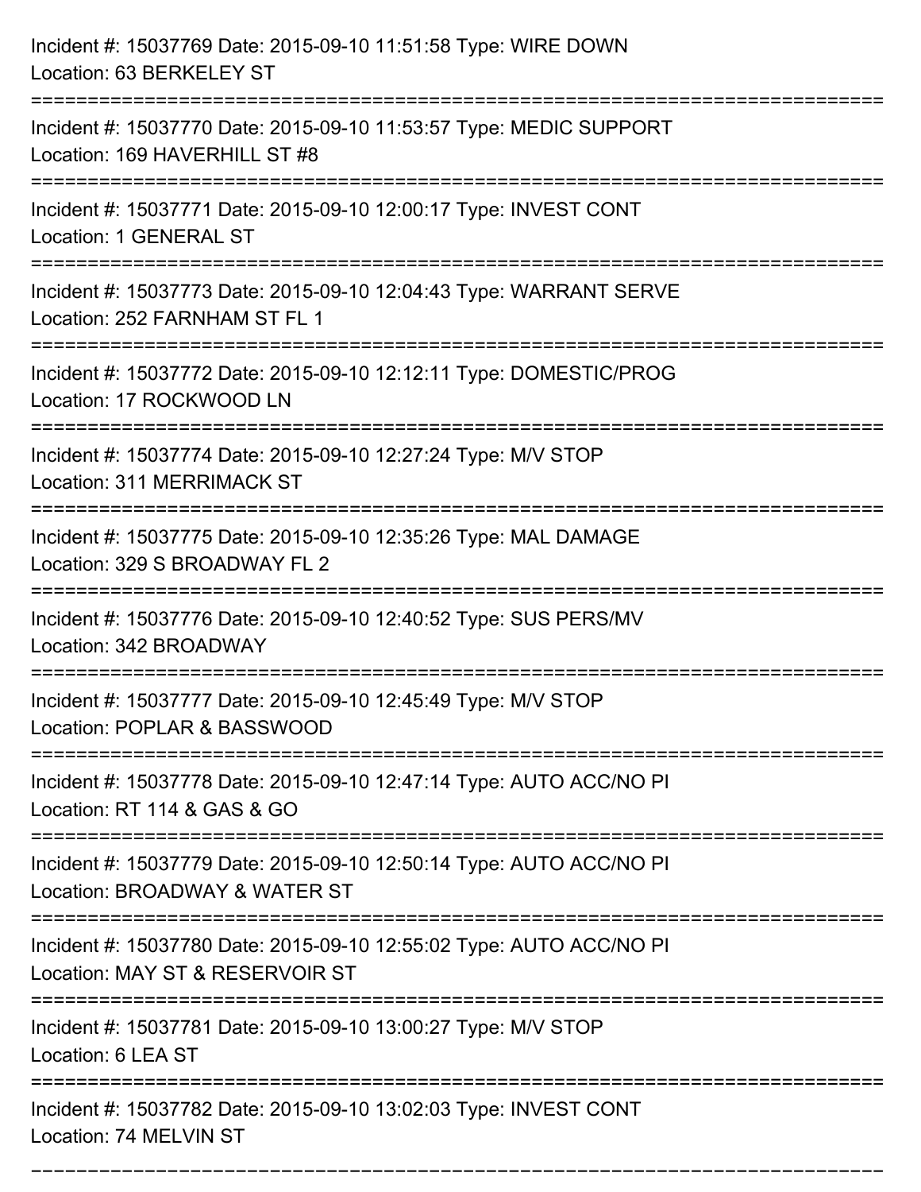Incident #: 15037769 Date: 2015-09-10 11:51:58 Type: WIRE DOWN
Location: 63 BERKELEY ST

===========================================================================

Incident #: 15037770 Date: 2015-09-10 11:53:57 Type: MEDIC SUPPORT
Location: 169 HAVERHILL ST #8

===========================================================================

Incident #: 15037771 Date: 2015-09-10 12:00:17 Type: INVEST CONT
Location: 1 GENERAL ST

===========================================================================

Incident #: 15037773 Date: 2015-09-10 12:04:43 Type: WARRANT SERVE
Location: 252 FARNHAM ST FL 1

===========================================================================

Incident #: 15037772 Date: 2015-09-10 12:12:11 Type: DOMESTIC/PROG
Location: 17 ROCKWOOD LN

===========================================================================

Incident #: 15037774 Date: 2015-09-10 12:27:24 Type: M/V STOP
Location: 311 MERRIMACK ST

===========================================================================

Incident #: 15037775 Date: 2015-09-10 12:35:26 Type: MAL DAMAGE
Location: 329 S BROADWAY FL 2

===========================================================================

Incident #: 15037776 Date: 2015-09-10 12:40:52 Type: SUS PERS/MV
Location: 342 BROADWAY

===========================================================================

Incident #: 15037777 Date: 2015-09-10 12:45:49 Type: M/V STOP
Location: POPLAR & BASSWOOD

===========================================================================

Incident #: 15037778 Date: 2015-09-10 12:47:14 Type: AUTO ACC/NO PI
Location: RT 114 & GAS & GO

===========================================================================

Incident #: 15037779 Date: 2015-09-10 12:50:14 Type: AUTO ACC/NO PI
Location: BROADWAY & WATER ST

===========================================================================

Incident #: 15037780 Date: 2015-09-10 12:55:02 Type: AUTO ACC/NO PI
Location: MAY ST & RESERVOIR ST

===========================================================================

Incident #: 15037781 Date: 2015-09-10 13:00:27 Type: M/V STOP
Location: 6 LEA ST

===========================================================================

Incident #: 15037782 Date: 2015-09-10 13:02:03 Type: INVEST CONT
Location: 74 MELVIN ST

===========================================================================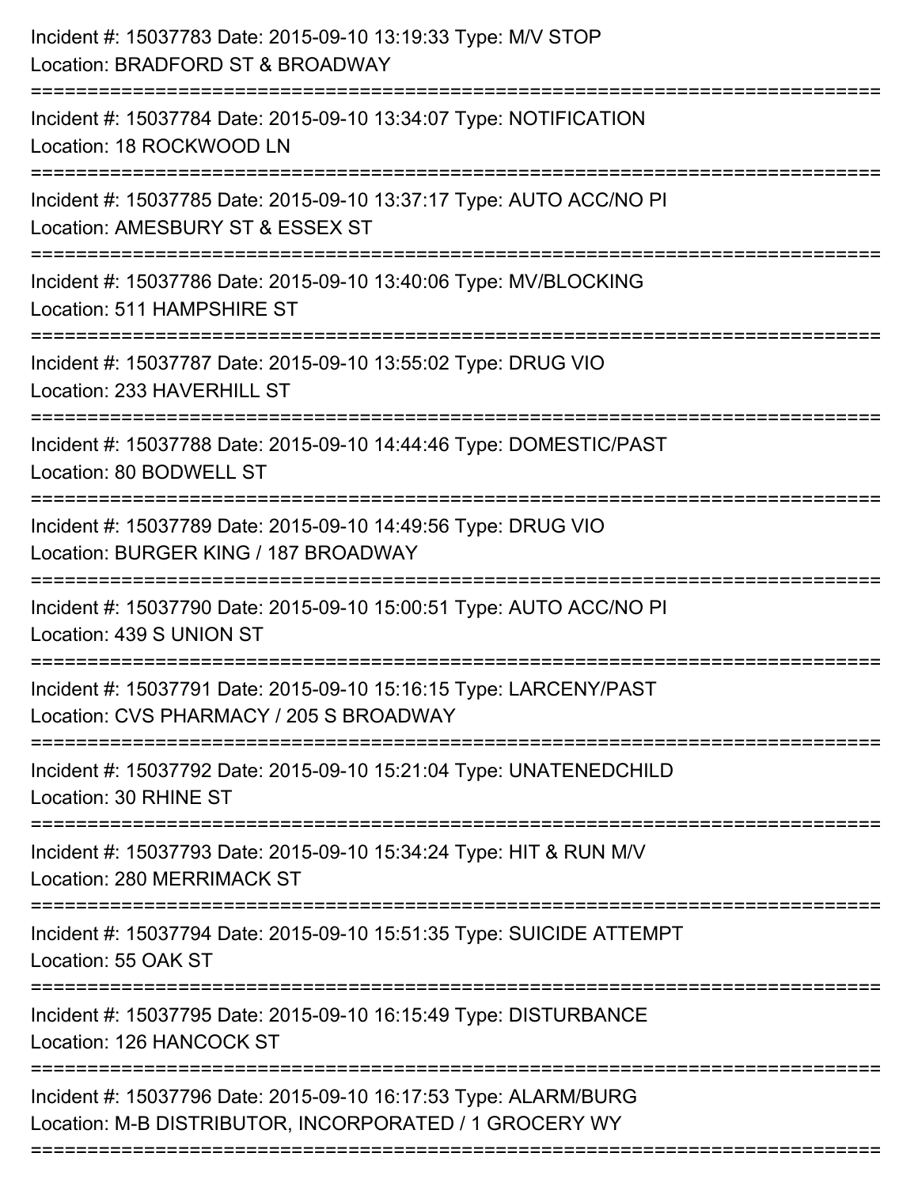Incident #: 15037783 Date: 2015-09-10 13:19:33 Type: M/V STOP
Location: BRADFORD ST & BROADWAY

===========================================================================

Incident #: 15037784 Date: 2015-09-10 13:34:07 Type: NOTIFICATION
Location: 18 ROCKWOOD LN

===========================================================================

Incident #: 15037785 Date: 2015-09-10 13:37:17 Type: AUTO ACC/NO PI
Location: AMESBURY ST & ESSEX ST

===========================================================================

Incident #: 15037786 Date: 2015-09-10 13:40:06 Type: MV/BLOCKING
Location: 511 HAMPSHIRE ST

===========================================================================

Incident #: 15037787 Date: 2015-09-10 13:55:02 Type: DRUG VIO
Location: 233 HAVERHILL ST

===========================================================================

Incident #: 15037788 Date: 2015-09-10 14:44:46 Type: DOMESTIC/PAST
Location: 80 BODWELL ST

===========================================================================

Incident #: 15037789 Date: 2015-09-10 14:49:56 Type: DRUG VIO
Location: BURGER KING / 187 BROADWAY

===========================================================================

Incident #: 15037790 Date: 2015-09-10 15:00:51 Type: AUTO ACC/NO PI
Location: 439 S UNION ST

===========================================================================

Incident #: 15037791 Date: 2015-09-10 15:16:15 Type: LARCENY/PAST
Location: CVS PHARMACY / 205 S BROADWAY

===========================================================================

Incident #: 15037792 Date: 2015-09-10 15:21:04 Type: UNATENEDCHILD
Location: 30 RHINE ST

===========================================================================

Incident #: 15037793 Date: 2015-09-10 15:34:24 Type: HIT & RUN M/V
Location: 280 MERRIMACK ST

===========================================================================

Incident #: 15037794 Date: 2015-09-10 15:51:35 Type: SUICIDE ATTEMPT
Location: 55 OAK ST

===========================================================================

Incident #: 15037795 Date: 2015-09-10 16:15:49 Type: DISTURBANCE
Location: 126 HANCOCK ST

===========================================================================

Incident #: 15037796 Date: 2015-09-10 16:17:53 Type: ALARM/BURG
Location: M-B DISTRIBUTOR, INCORPORATED / 1 GROCERY WY

===========================================================================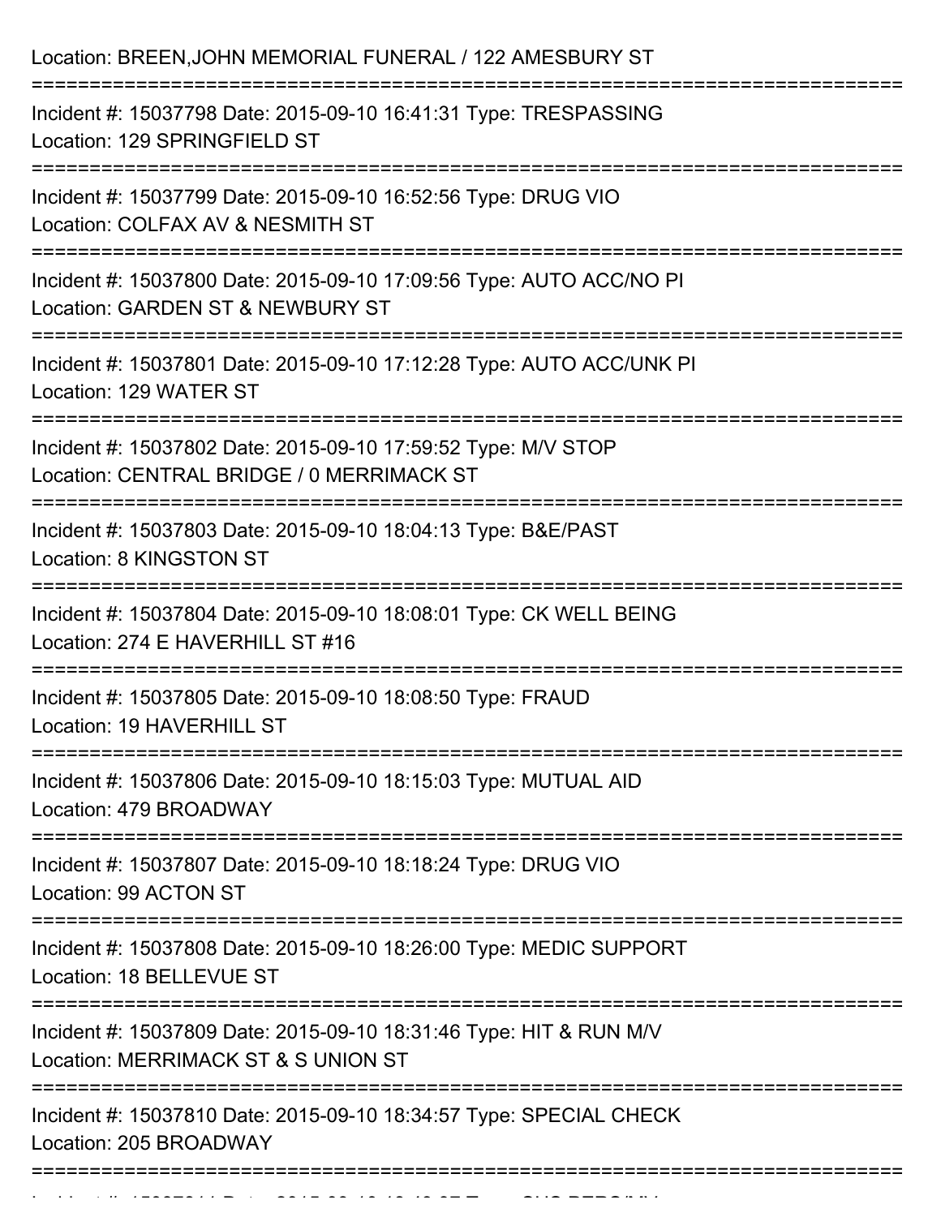Location: BREEN,JOHN MEMORIAL FUNERAL / 122 AMESBURY ST

===========================================================================

Incident #: 15037798 Date: 2015-09-10 16:41:31 Type: TRESPASSING
Location: 129 SPRINGFIELD ST

===========================================================================

Incident #: 15037799 Date: 2015-09-10 16:52:56 Type: DRUG VIO
Location: COLFAX AV & NESMITH ST

===========================================================================

Incident #: 15037800 Date: 2015-09-10 17:09:56 Type: AUTO ACC/NO PI
Location: GARDEN ST & NEWBURY ST

===========================================================================

Incident #: 15037801 Date: 2015-09-10 17:12:28 Type: AUTO ACC/UNK PI
Location: 129 WATER ST

===========================================================================

Incident #: 15037802 Date: 2015-09-10 17:59:52 Type: M/V STOP
Location: CENTRAL BRIDGE / 0 MERRIMACK ST

===========================================================================

Incident #: 15037803 Date: 2015-09-10 18:04:13 Type: B&E/PAST
Location: 8 KINGSTON ST

===========================================================================

Incident #: 15037804 Date: 2015-09-10 18:08:01 Type: CK WELL BEING
Location: 274 E HAVERHILL ST #16

===========================================================================

Incident #: 15037805 Date: 2015-09-10 18:08:50 Type: FRAUD
Location: 19 HAVERHILL ST

===========================================================================

Incident #: 15037806 Date: 2015-09-10 18:15:03 Type: MUTUAL AID
Location: 479 BROADWAY

===========================================================================

Incident #: 15037807 Date: 2015-09-10 18:18:24 Type: DRUG VIO
Location: 99 ACTON ST

===========================================================================

Incident #: 15037808 Date: 2015-09-10 18:26:00 Type: MEDIC SUPPORT
Location: 18 BELLEVUE ST

===========================================================================

Incident #: 15037809 Date: 2015-09-10 18:31:46 Type: HIT & RUN M/V
Location: MERRIMACK ST & S UNION ST

===========================================================================

Incident #: 15037810 Date: 2015-09-10 18:34:57 Type: SPECIAL CHECK
Location: 205 BROADWAY

===========================================================================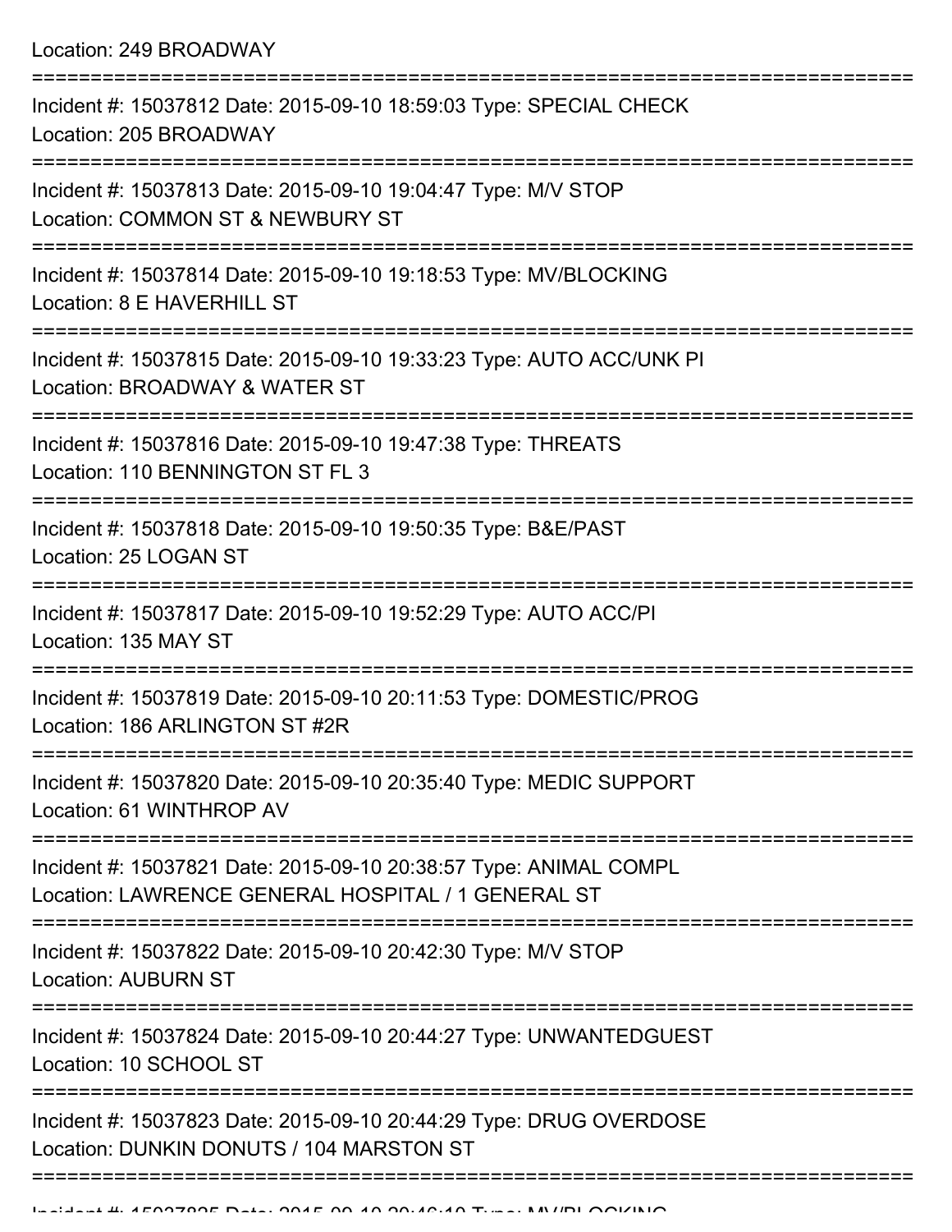Location: 249 BROADWAY

===========================================================================

Incident #: 15037812 Date: 2015-09-10 18:59:03 Type: SPECIAL CHECK
Location: 205 BROADWAY

===========================================================================

Incident #: 15037813 Date: 2015-09-10 19:04:47 Type: M/V STOP
Location: COMMON ST & NEWBURY ST

===========================================================================

Incident #: 15037814 Date: 2015-09-10 19:18:53 Type: MV/BLOCKING
Location: 8 E HAVERHILL ST

===========================================================================

Incident #: 15037815 Date: 2015-09-10 19:33:23 Type: AUTO ACC/UNK PI
Location: BROADWAY & WATER ST

===========================================================================

Incident #: 15037816 Date: 2015-09-10 19:47:38 Type: THREATS
Location: 110 BENNINGTON ST FL 3

===========================================================================

Incident #: 15037818 Date: 2015-09-10 19:50:35 Type: B&E/PAST
Location: 25 LOGAN ST

===========================================================================

Incident #: 15037817 Date: 2015-09-10 19:52:29 Type: AUTO ACC/PI
Location: 135 MAY ST

===========================================================================

Incident #: 15037819 Date: 2015-09-10 20:11:53 Type: DOMESTIC/PROG
Location: 186 ARLINGTON ST #2R

===========================================================================

Incident #: 15037820 Date: 2015-09-10 20:35:40 Type: MEDIC SUPPORT
Location: 61 WINTHROP AV

===========================================================================

Incident #: 15037821 Date: 2015-09-10 20:38:57 Type: ANIMAL COMPL
Location: LAWRENCE GENERAL HOSPITAL / 1 GENERAL ST

===========================================================================

Incident #: 15037822 Date: 2015-09-10 20:42:30 Type: M/V STOP
Location: AUBURN ST

===========================================================================

Incident #: 15037824 Date: 2015-09-10 20:44:27 Type: UNWANTEDGUEST
Location: 10 SCHOOL ST

===========================================================================

Incident #: 15037823 Date: 2015-09-10 20:44:29 Type: DRUG OVERDOSE
Location: DUNKIN DONUTS / 104 MARSTON ST

===========================================================================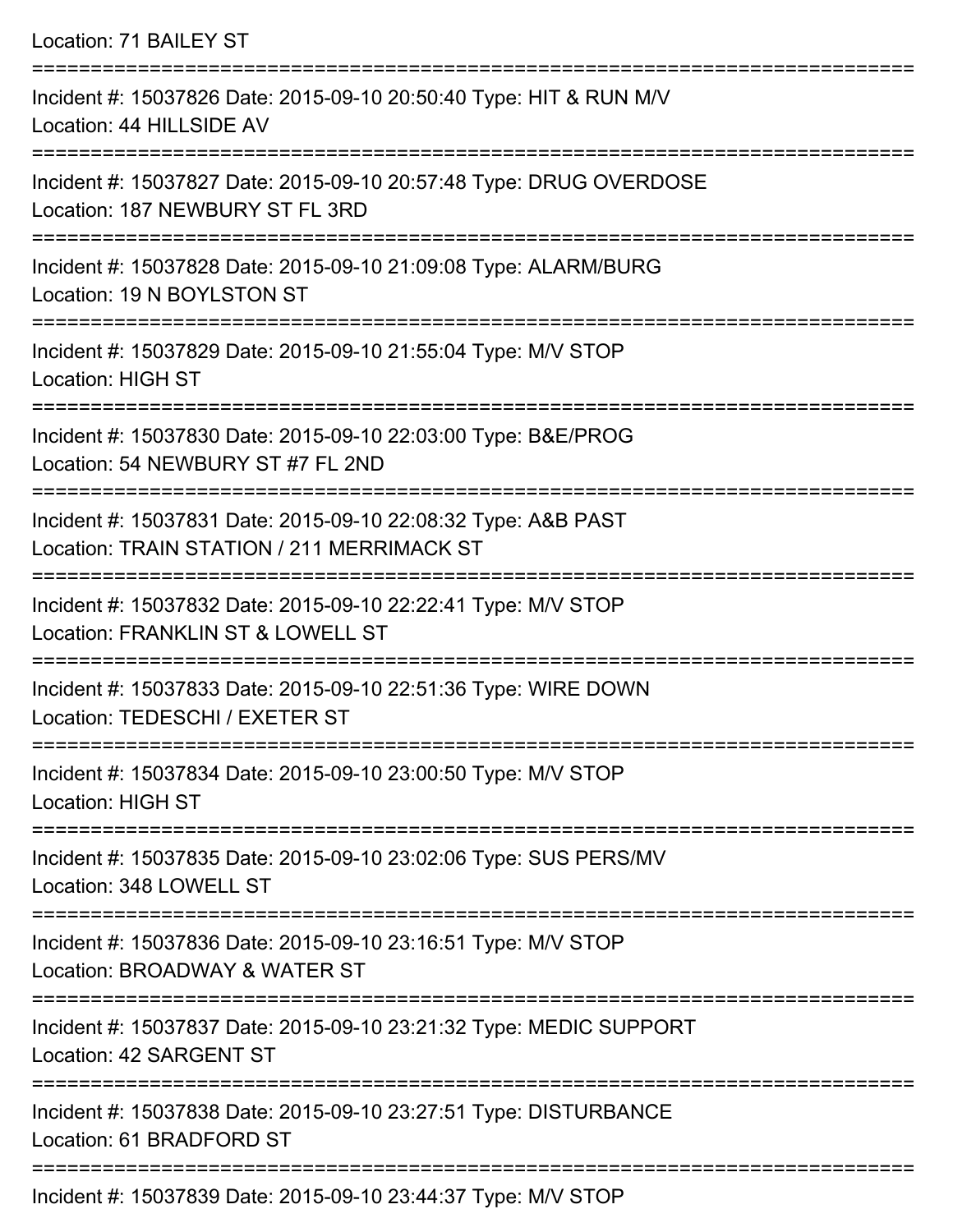Location: 71 BAILEY ST

===========================================================================

Incident #: 15037826 Date: 2015-09-10 20:50:40 Type: HIT & RUN M/V
Location: 44 HILLSIDE AV

===========================================================================

Incident #: 15037827 Date: 2015-09-10 20:57:48 Type: DRUG OVERDOSE
Location: 187 NEWBURY ST FL 3RD

===========================================================================

Incident #: 15037828 Date: 2015-09-10 21:09:08 Type: ALARM/BURG
Location: 19 N BOYLSTON ST

===========================================================================

Incident #: 15037829 Date: 2015-09-10 21:55:04 Type: M/V STOP
Location: HIGH ST

===========================================================================

Incident #: 15037830 Date: 2015-09-10 22:03:00 Type: B&E/PROG
Location: 54 NEWBURY ST #7 FL 2ND

===========================================================================

Incident #: 15037831 Date: 2015-09-10 22:08:32 Type: A&B PAST
Location: TRAIN STATION / 211 MERRIMACK ST

===========================================================================

Incident #: 15037832 Date: 2015-09-10 22:22:41 Type: M/V STOP
Location: FRANKLIN ST & LOWELL ST

===========================================================================

Incident #: 15037833 Date: 2015-09-10 22:51:36 Type: WIRE DOWN
Location: TEDESCHI / EXETER ST

===========================================================================

Incident #: 15037834 Date: 2015-09-10 23:00:50 Type: M/V STOP
Location: HIGH ST

===========================================================================

Incident #: 15037835 Date: 2015-09-10 23:02:06 Type: SUS PERS/MV
Location: 348 LOWELL ST

===========================================================================

Incident #: 15037836 Date: 2015-09-10 23:16:51 Type: M/V STOP
Location: BROADWAY & WATER ST

===========================================================================

Incident #: 15037837 Date: 2015-09-10 23:21:32 Type: MEDIC SUPPORT
Location: 42 SARGENT ST

===========================================================================

Incident #: 15037838 Date: 2015-09-10 23:27:51 Type: DISTURBANCE
Location: 61 BRADFORD ST

===========================================================================

Incident #: 15037839 Date: 2015-09-10 23:44:37 Type: M/V STOP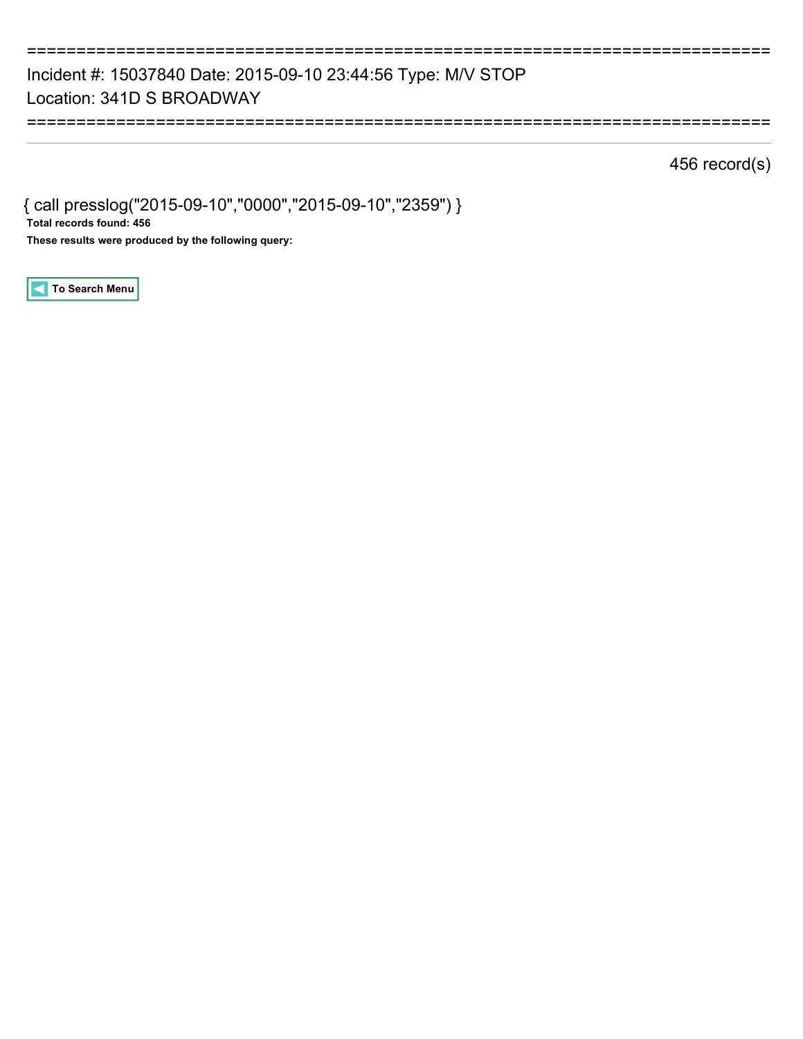===========================================================================

Incident #: 15037840 Date: 2015-09-10 23:44:56 Type: M/V STOP

Location: 341D S BROADWAY

===========================================================================

---

456 record(s)

{ call presslog("2015-09-10","0000","2015-09-10","2359") }

**Total records found: 456**

**These results were produced by the following query:**

**To Search Menu**